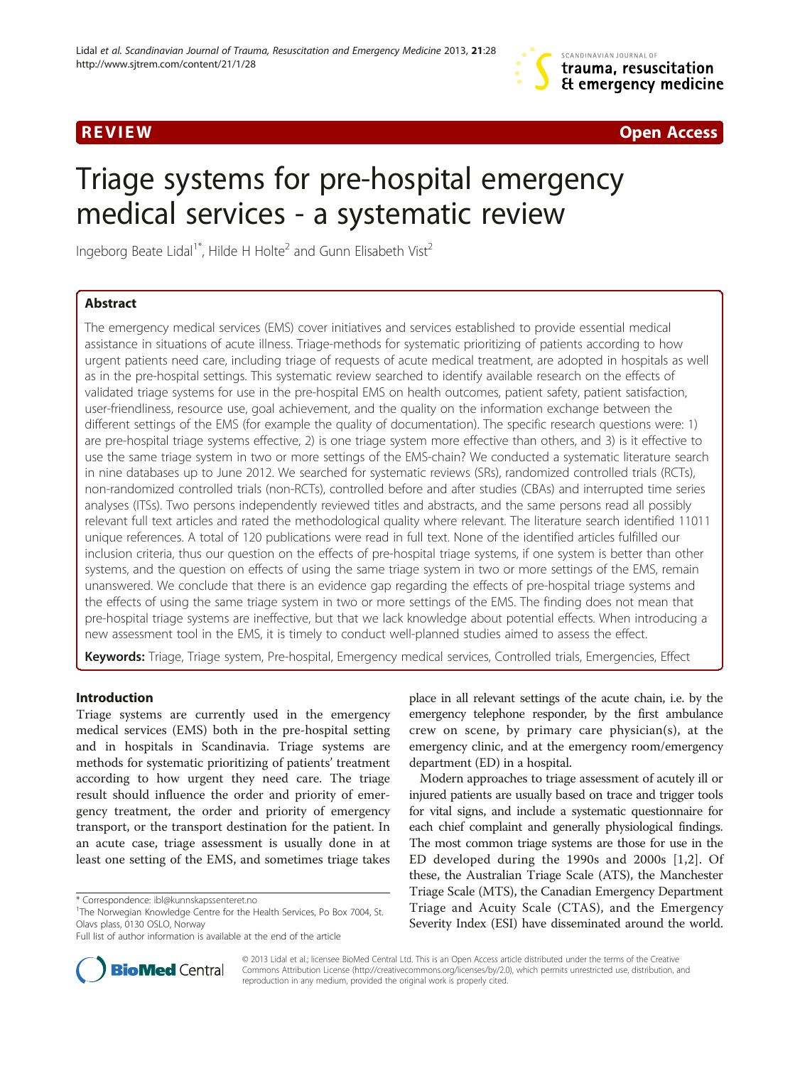REVIEW Open Access

# Triage systems for pre-hospital emergency medical services - a systematic review

Ingeborg Beate Lidal[1*], Hilde H Holte[2] and Gunn Elisabeth Vist[2]

## Abstract

The emergency medical services (EMS) cover initiatives and services established to provide essential medical assistance in situations of acute illness. Triage-methods for systematic prioritizing of patients according to how urgent patients need care, including triage of requests of acute medical treatment, are adopted in hospitals as well as in the pre-hospital settings. This systematic review searched to identify available research on the effects of validated triage systems for use in the pre-hospital EMS on health outcomes, patient safety, patient satisfaction, user-friendliness, resource use, goal achievement, and the quality on the information exchange between the different settings of the EMS (for example the quality of documentation). The specific research questions were: 1) are pre-hospital triage systems effective, 2) is one triage system more effective than others, and 3) is it effective to use the same triage system in two or more settings of the EMS-chain? We conducted a systematic literature search in nine databases up to June 2012. We searched for systematic reviews (SRs), randomized controlled trials (RCTs), non-randomized controlled trials (non-RCTs), controlled before and after studies (CBAs) and interrupted time series analyses (ITSs). Two persons independently reviewed titles and abstracts, and the same persons read all possibly relevant full text articles and rated the methodological quality where relevant. The literature search identified 11011 unique references. A total of 120 publications were read in full text. None of the identified articles fulfilled our inclusion criteria, thus our question on the effects of pre-hospital triage systems, if one system is better than other systems, and the question on effects of using the same triage system in two or more settings of the EMS, remain unanswered. We conclude that there is an evidence gap regarding the effects of pre-hospital triage systems and the effects of using the same triage system in two or more settings of the EMS. The finding does not mean that pre-hospital triage systems are ineffective, but that we lack knowledge about potential effects. When introducing a new assessment tool in the EMS, it is timely to conduct well-planned studies aimed to assess the effect.

**Keywords:** Triage, Triage system, Pre-hospital, Emergency medical services, Controlled trials, Emergencies, Effect

## Introduction

Triage systems are currently used in the emergency medical services (EMS) both in the pre-hospital setting and in hospitals in Scandinavia. Triage systems are methods for systematic prioritizing of patients' treatment according to how urgent they need care. The triage result should influence the order and priority of emergency treatment, the order and priority of emergency transport, or the transport destination for the patient. In an acute case, triage assessment is usually done in at least one setting of the EMS, and sometimes triage takes place in all relevant settings of the acute chain, i.e. by the emergency telephone responder, by the first ambulance crew on scene, by primary care physician(s), at the emergency clinic, and at the emergency room/emergency department (ED) in a hospital.

Modern approaches to triage assessment of acutely ill or injured patients are usually based on trace and trigger tools for vital signs, and include a systematic questionnaire for each chief complaint and generally physiological findings. The most common triage systems are those for use in the ED developed during the 1990s and 2000s [1,2]. Of these, the Australian Triage Scale (ATS), the Manchester Triage Scale (MTS), the Canadian Emergency Department Triage and Acuity Scale (CTAS), and the Emergency Severity Index (ESI) have disseminated around the world.

\* Correspondence: ibl@kunnskapssenteret.no
[1]The Norwegian Knowledge Centre for the Health Services, Po Box 7004, St. Olavs plass, 0130 OSLO, Norway
Full list of author information is available at the end of the article

© 2013 Lidal et al.; licensee BioMed Central Ltd. This is an Open Access article distributed under the terms of the Creative Commons Attribution License (http://creativecommons.org/licenses/by/2.0), which permits unrestricted use, distribution, and reproduction in any medium, provided the original work is properly cited.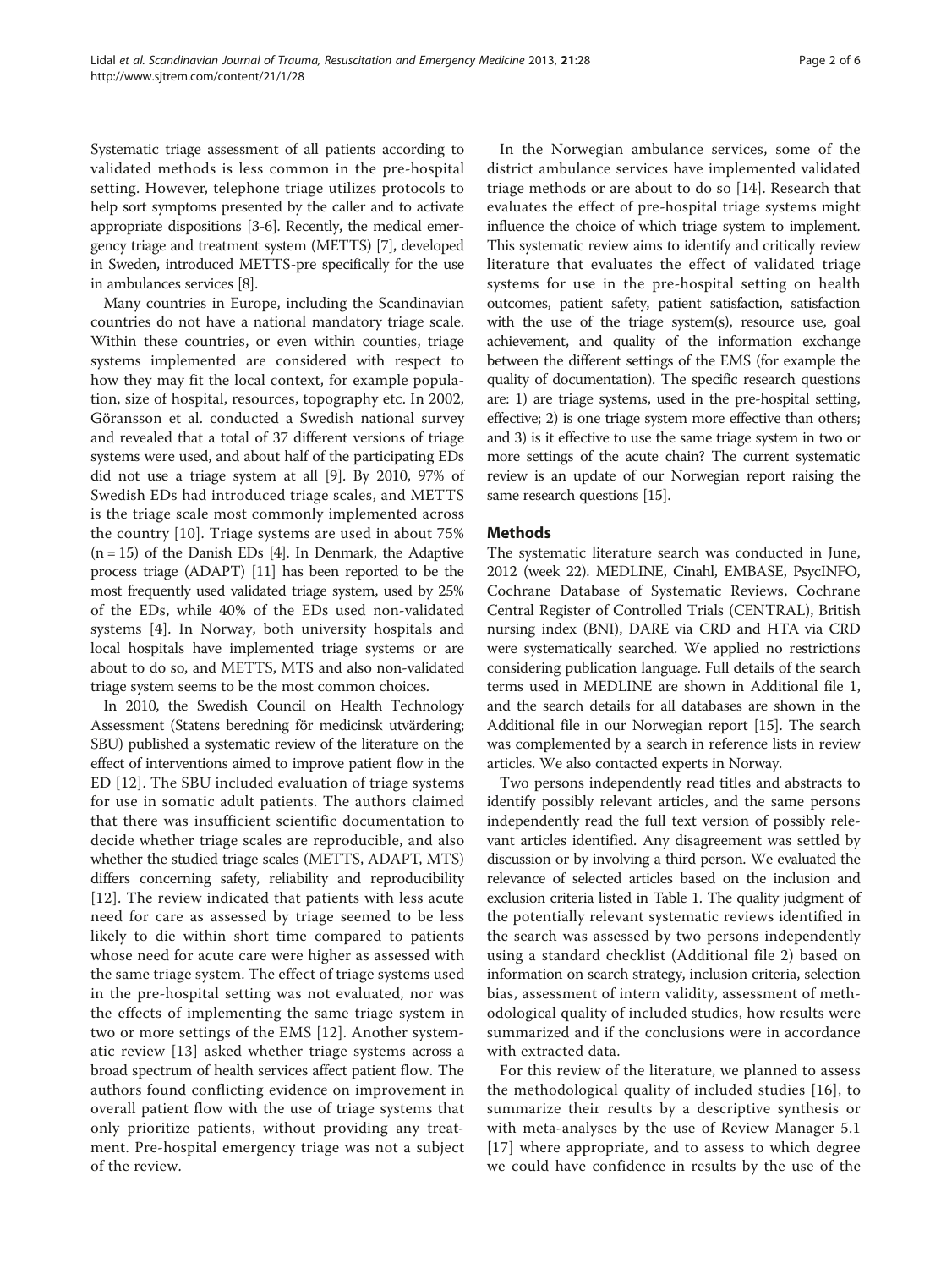Systematic triage assessment of all patients according to validated methods is less common in the pre-hospital setting. However, telephone triage utilizes protocols to help sort symptoms presented by the caller and to activate appropriate dispositions [3-6]. Recently, the medical emergency triage and treatment system (METTS) [7], developed in Sweden, introduced METTS-pre specifically for the use in ambulances services [8].

Many countries in Europe, including the Scandinavian countries do not have a national mandatory triage scale. Within these countries, or even within counties, triage systems implemented are considered with respect to how they may fit the local context, for example population, size of hospital, resources, topography etc. In 2002, Göransson et al. conducted a Swedish national survey and revealed that a total of 37 different versions of triage systems were used, and about half of the participating EDs did not use a triage system at all [9]. By 2010, 97% of Swedish EDs had introduced triage scales, and METTS is the triage scale most commonly implemented across the country [10]. Triage systems are used in about 75% (n = 15) of the Danish EDs [4]. In Denmark, the Adaptive process triage (ADAPT) [11] has been reported to be the most frequently used validated triage system, used by 25% of the EDs, while 40% of the EDs used non-validated systems [4]. In Norway, both university hospitals and local hospitals have implemented triage systems or are about to do so, and METTS, MTS and also non-validated triage system seems to be the most common choices.

In 2010, the Swedish Council on Health Technology Assessment (Statens beredning för medicinsk utvärdering; SBU) published a systematic review of the literature on the effect of interventions aimed to improve patient flow in the ED [12]. The SBU included evaluation of triage systems for use in somatic adult patients. The authors claimed that there was insufficient scientific documentation to decide whether triage scales are reproducible, and also whether the studied triage scales (METTS, ADAPT, MTS) differs concerning safety, reliability and reproducibility [12]. The review indicated that patients with less acute need for care as assessed by triage seemed to be less likely to die within short time compared to patients whose need for acute care were higher as assessed with the same triage system. The effect of triage systems used in the pre-hospital setting was not evaluated, nor was the effects of implementing the same triage system in two or more settings of the EMS [12]. Another systematic review [13] asked whether triage systems across a broad spectrum of health services affect patient flow. The authors found conflicting evidence on improvement in overall patient flow with the use of triage systems that only prioritize patients, without providing any treatment. Pre-hospital emergency triage was not a subject of the review.

In the Norwegian ambulance services, some of the district ambulance services have implemented validated triage methods or are about to do so [14]. Research that evaluates the effect of pre-hospital triage systems might influence the choice of which triage system to implement. This systematic review aims to identify and critically review literature that evaluates the effect of validated triage systems for use in the pre-hospital setting on health outcomes, patient safety, patient satisfaction, satisfaction with the use of the triage system(s), resource use, goal achievement, and quality of the information exchange between the different settings of the EMS (for example the quality of documentation). The specific research questions are: 1) are triage systems, used in the pre-hospital setting, effective; 2) is one triage system more effective than others; and 3) is it effective to use the same triage system in two or more settings of the acute chain? The current systematic review is an update of our Norwegian report raising the same research questions [15].

## Methods

The systematic literature search was conducted in June, 2012 (week 22). MEDLINE, Cinahl, EMBASE, PsycINFO, Cochrane Database of Systematic Reviews, Cochrane Central Register of Controlled Trials (CENTRAL), British nursing index (BNI), DARE via CRD and HTA via CRD were systematically searched. We applied no restrictions considering publication language. Full details of the search terms used in MEDLINE are shown in Additional file 1, and the search details for all databases are shown in the Additional file in our Norwegian report [15]. The search was complemented by a search in reference lists in review articles. We also contacted experts in Norway.

Two persons independently read titles and abstracts to identify possibly relevant articles, and the same persons independently read the full text version of possibly relevant articles identified. Any disagreement was settled by discussion or by involving a third person. We evaluated the relevance of selected articles based on the inclusion and exclusion criteria listed in Table 1. The quality judgment of the potentially relevant systematic reviews identified in the search was assessed by two persons independently using a standard checklist (Additional file 2) based on information on search strategy, inclusion criteria, selection bias, assessment of intern validity, assessment of methodological quality of included studies, how results were summarized and if the conclusions were in accordance with extracted data.

For this review of the literature, we planned to assess the methodological quality of included studies [16], to summarize their results by a descriptive synthesis or with meta-analyses by the use of Review Manager 5.1 [17] where appropriate, and to assess to which degree we could have confidence in results by the use of the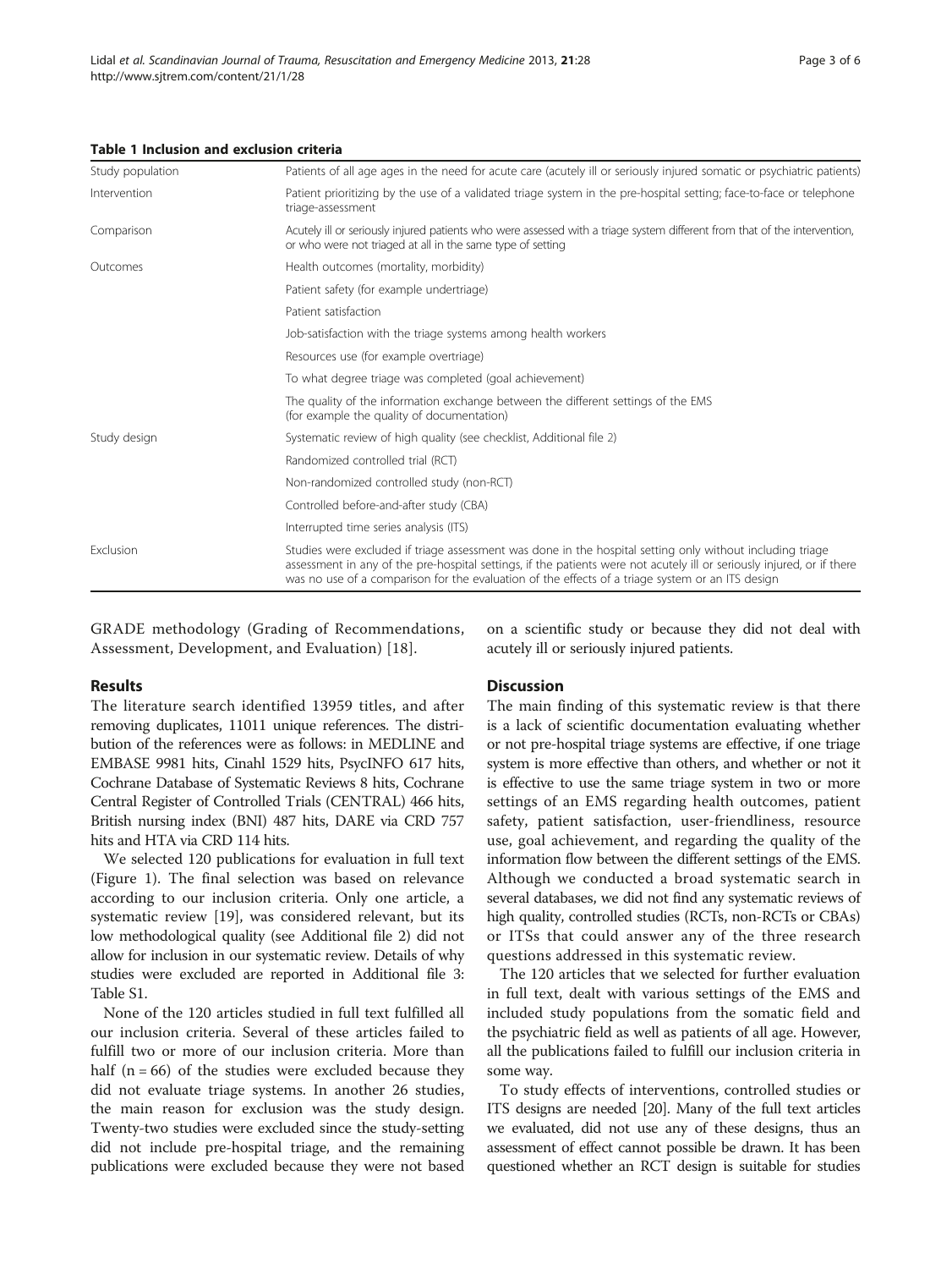**Table 1 Inclusion and exclusion criteria**

| | |
|---|---|
| Study population | Patients of all age ages in the need for acute care (acutely ill or seriously injured somatic or psychiatric patients) |
| Intervention | Patient prioritizing by the use of a validated triage system in the pre-hospital setting; face-to-face or telephone triage-assessment |
| Comparison | Acutely ill or seriously injured patients who were assessed with a triage system different from that of the intervention, or who were not triaged at all in the same type of setting |
| Outcomes | Health outcomes (mortality, morbidity) |
| | Patient safety (for example undertriage) |
| | Patient satisfaction |
| | Job-satisfaction with the triage systems among health workers |
| | Resources use (for example overtriage) |
| | To what degree triage was completed (goal achievement) |
| | The quality of the information exchange between the different settings of the EMS (for example the quality of documentation) |
| Study design | Systematic review of high quality (see checklist, Additional file 2) |
| | Randomized controlled trial (RCT) |
| | Non-randomized controlled study (non-RCT) |
| | Controlled before-and-after study (CBA) |
| | Interrupted time series analysis (ITS) |
| Exclusion | Studies were excluded if triage assessment was done in the hospital setting only without including triage assessment in any of the pre-hospital settings, if the patients were not acutely ill or seriously injured, or if there was no use of a comparison for the evaluation of the effects of a triage system or an ITS design |

GRADE methodology (Grading of Recommendations, Assessment, Development, and Evaluation) [18].

## Results

The literature search identified 13959 titles, and after removing duplicates, 11011 unique references. The distribution of the references were as follows: in MEDLINE and EMBASE 9981 hits, Cinahl 1529 hits, PsycINFO 617 hits, Cochrane Database of Systematic Reviews 8 hits, Cochrane Central Register of Controlled Trials (CENTRAL) 466 hits, British nursing index (BNI) 487 hits, DARE via CRD 757 hits and HTA via CRD 114 hits.

We selected 120 publications for evaluation in full text (Figure 1). The final selection was based on relevance according to our inclusion criteria. Only one article, a systematic review [19], was considered relevant, but its low methodological quality (see Additional file 2) did not allow for inclusion in our systematic review. Details of why studies were excluded are reported in Additional file 3: Table S1.

None of the 120 articles studied in full text fulfilled all our inclusion criteria. Several of these articles failed to fulfill two or more of our inclusion criteria. More than half (n = 66) of the studies were excluded because they did not evaluate triage systems. In another 26 studies, the main reason for exclusion was the study design. Twenty-two studies were excluded since the study-setting did not include pre-hospital triage, and the remaining publications were excluded because they were not based on a scientific study or because they did not deal with acutely ill or seriously injured patients.

## Discussion

The main finding of this systematic review is that there is a lack of scientific documentation evaluating whether or not pre-hospital triage systems are effective, if one triage system is more effective than others, and whether or not it is effective to use the same triage system in two or more settings of an EMS regarding health outcomes, patient safety, patient satisfaction, user-friendliness, resource use, goal achievement, and regarding the quality of the information flow between the different settings of the EMS. Although we conducted a broad systematic search in several databases, we did not find any systematic reviews of high quality, controlled studies (RCTs, non-RCTs or CBAs) or ITSs that could answer any of the three research questions addressed in this systematic review.

The 120 articles that we selected for further evaluation in full text, dealt with various settings of the EMS and included study populations from the somatic field and the psychiatric field as well as patients of all age. However, all the publications failed to fulfill our inclusion criteria in some way.

To study effects of interventions, controlled studies or ITS designs are needed [20]. Many of the full text articles we evaluated, did not use any of these designs, thus an assessment of effect cannot possible be drawn. It has been questioned whether an RCT design is suitable for studies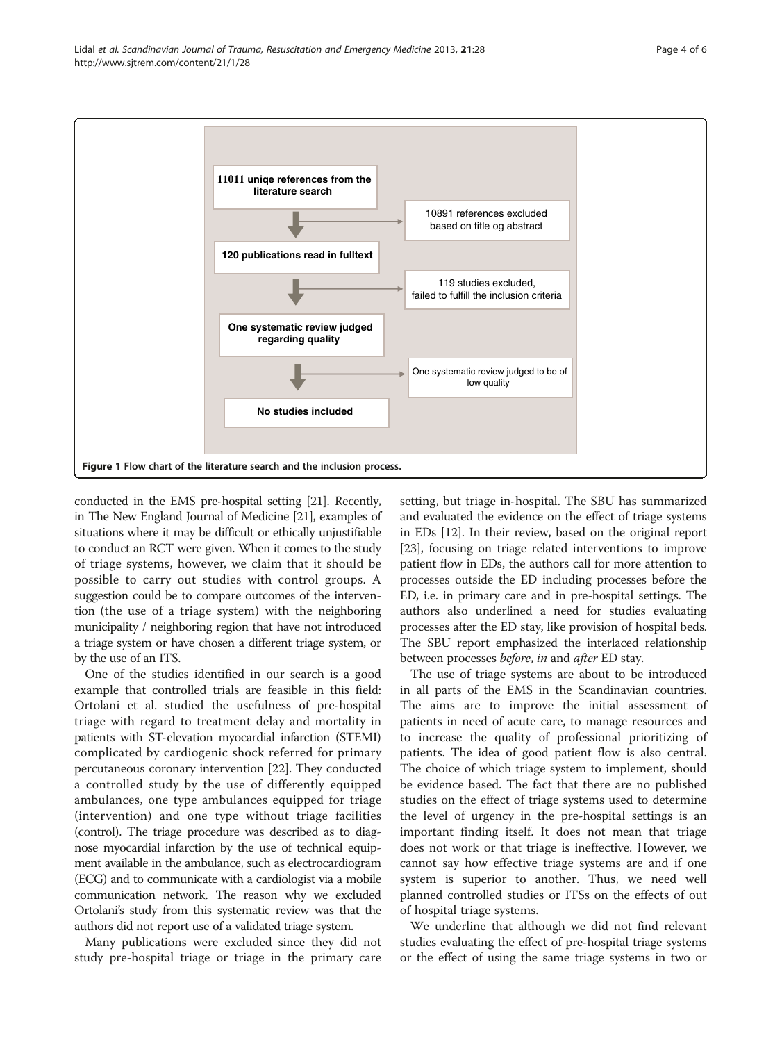11011 uniqe references from the literature search

10891 references excluded based on title og abstract

120 publications read in fulltext

119 studies excluded, failed to fulfill the inclusion criteria

One systematic review judged regarding quality

One systematic review judged to be of low quality

No studies included

**Figure 1** Flow chart of the literature search and the inclusion process.

conducted in the EMS pre-hospital setting [21]. Recently, in The New England Journal of Medicine [21], examples of situations where it may be difficult or ethically unjustifiable to conduct an RCT were given. When it comes to the study of triage systems, however, we claim that it should be possible to carry out studies with control groups. A suggestion could be to compare outcomes of the intervention (the use of a triage system) with the neighboring municipality / neighboring region that have not introduced a triage system or have chosen a different triage system, or by the use of an ITS.

One of the studies identified in our search is a good example that controlled trials are feasible in this field: Ortolani et al. studied the usefulness of pre-hospital triage with regard to treatment delay and mortality in patients with ST-elevation myocardial infarction (STEMI) complicated by cardiogenic shock referred for primary percutaneous coronary intervention [22]. They conducted a controlled study by the use of differently equipped ambulances, one type ambulances equipped for triage (intervention) and one type without triage facilities (control). The triage procedure was described as to diagnose myocardial infarction by the use of technical equipment available in the ambulance, such as electrocardiogram (ECG) and to communicate with a cardiologist via a mobile communication network. The reason why we excluded Ortolani's study from this systematic review was that the authors did not report use of a validated triage system.

Many publications were excluded since they did not study pre-hospital triage or triage in the primary care setting, but triage in-hospital. The SBU has summarized and evaluated the evidence on the effect of triage systems in EDs [12]. In their review, based on the original report [23], focusing on triage related interventions to improve patient flow in EDs, the authors call for more attention to processes outside the ED including processes before the ED, i.e. in primary care and in pre-hospital settings. The authors also underlined a need for studies evaluating processes after the ED stay, like provision of hospital beds. The SBU report emphasized the interlaced relationship between processes *before*, *in* and *after* ED stay.

The use of triage systems are about to be introduced in all parts of the EMS in the Scandinavian countries. The aims are to improve the initial assessment of patients in need of acute care, to manage resources and to increase the quality of professional prioritizing of patients. The idea of good patient flow is also central. The choice of which triage system to implement, should be evidence based. The fact that there are no published studies on the effect of triage systems used to determine the level of urgency in the pre-hospital settings is an important finding itself. It does not mean that triage does not work or that triage is ineffective. However, we cannot say how effective triage systems are and if one system is superior to another. Thus, we need well planned controlled studies or ITSs on the effects of out of hospital triage systems.

We underline that although we did not find relevant studies evaluating the effect of pre-hospital triage systems or the effect of using the same triage systems in two or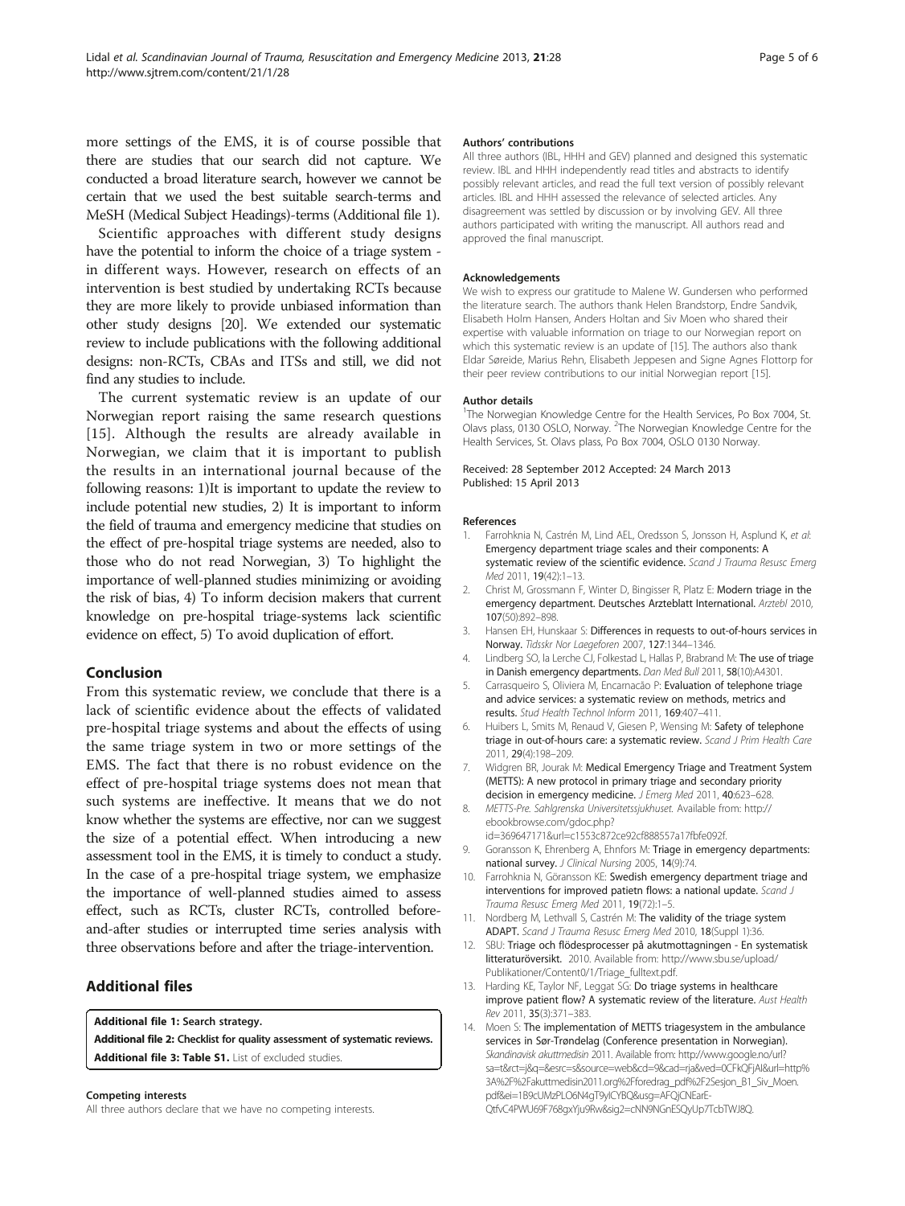more settings of the EMS, it is of course possible that there are studies that our search did not capture. We conducted a broad literature search, however we cannot be certain that we used the best suitable search-terms and MeSH (Medical Subject Headings)-terms (Additional file 1).

Scientific approaches with different study designs have the potential to inform the choice of a triage system - in different ways. However, research on effects of an intervention is best studied by undertaking RCTs because they are more likely to provide unbiased information than other study designs [20]. We extended our systematic review to include publications with the following additional designs: non-RCTs, CBAs and ITSs and still, we did not find any studies to include.

The current systematic review is an update of our Norwegian report raising the same research questions [15]. Although the results are already available in Norwegian, we claim that it is important to publish the results in an international journal because of the following reasons: 1)It is important to update the review to include potential new studies, 2) It is important to inform the field of trauma and emergency medicine that studies on the effect of pre-hospital triage systems are needed, also to those who do not read Norwegian, 3) To highlight the importance of well-planned studies minimizing or avoiding the risk of bias, 4) To inform decision makers that current knowledge on pre-hospital triage-systems lack scientific evidence on effect, 5) To avoid duplication of effort.

## Conclusion

From this systematic review, we conclude that there is a lack of scientific evidence about the effects of validated pre-hospital triage systems and about the effects of using the same triage system in two or more settings of the EMS. The fact that there is no robust evidence on the effect of pre-hospital triage systems does not mean that such systems are ineffective. It means that we do not know whether the systems are effective, nor can we suggest the size of a potential effect. When introducing a new assessment tool in the EMS, it is timely to conduct a study. In the case of a pre-hospital triage system, we emphasize the importance of well-planned studies aimed to assess effect, such as RCTs, cluster RCTs, controlled before-and-after studies or interrupted time series analysis with three observations before and after the triage-intervention.

## Additional files

**Additional file 1: Search strategy.**
**Additional file 2: Checklist for quality assessment of systematic reviews.**
**Additional file 3: Table S1.** List of excluded studies.

#### Competing interests

All three authors declare that we have no competing interests.

#### Authors' contributions

All three authors (IBL, HHH and GEV) planned and designed this systematic review. IBL and HHH independently read titles and abstracts to identify possibly relevant articles, and read the full text version of possibly relevant articles. IBL and HHH assessed the relevance of selected articles. Any disagreement was settled by discussion or by involving GEV. All three authors participated with writing the manuscript. All authors read and approved the final manuscript.

#### Acknowledgements

We wish to express our gratitude to Malene W. Gundersen who performed the literature search. The authors thank Helen Brandstorp, Endre Sandvik, Elisabeth Holm Hansen, Anders Holtan and Siv Moen who shared their expertise with valuable information on triage to our Norwegian report on which this systematic review is an update of [15]. The authors also thank Eldar Søreide, Marius Rehn, Elisabeth Jeppesen and Signe Agnes Flottorp for their peer review contributions to our initial Norwegian report [15].

#### Author details

[1]The Norwegian Knowledge Centre for the Health Services, Po Box 7004, St. Olavs plass, 0130 OSLO, Norway. [2]The Norwegian Knowledge Centre for the Health Services, St. Olavs plass, Po Box 7004, OSLO 0130 Norway.

Received: 28 September 2012 Accepted: 24 March 2013
Published: 15 April 2013

#### References

1. Farrohknia N, Castrén M, Lind AEL, Oredsson S, Jonsson H, Asplund K, *et al*: **Emergency department triage scales and their components: A systematic review of the scientific evidence.** *Scand J Trauma Resusc Emerg Med* 2011, **19**(42):1–13.
2. Christ M, Grossmann F, Winter D, Bingisser R, Platz E: **Modern triage in the emergency department. Deutsches Arzteblatt International.** *Arztebl* 2010, **107**(50):892–898.
3. Hansen EH, Hunskaar S: **Differences in requests to out-of-hours services in Norway.** *Tidsskr Nor Laegeforen* 2007, **127**:1344–1346.
4. Lindberg SO, la Lerche CJ, Folkestad L, Hallas P, Brabrand M: **The use of triage in Danish emergency departments.** *Dan Med Bull* 2011, **58**(10):A4301.
5. Carrasqueiro S, Oliviera M, Encarnacão P: **Evaluation of telephone triage and advice services: a systematic review on methods, metrics and results.** *Stud Health Technol Inform* 2011, **169**:407–411.
6. Huibers L, Smits M, Renaud V, Giesen P, Wensing M: **Safety of telephone triage in out-of-hours care: a systematic review.** *Scand J Prim Health Care* 2011, **29**(4):198–209.
7. Widgren BR, Jourak M: **Medical Emergency Triage and Treatment System (METTS): A new protocol in primary triage and secondary priority decision in emergency medicine.** *J Emerg Med* 2011, **40**:623–628.
8. *METTS-Pre. Sahlgrenska Universitetssjukhuset.* Available from: http://ebookbrowse.com/gdoc.php?id=369647171&url=c1553c872ce92cf888557a17fbfe092f.
9. Goransson K, Ehrenberg A, Ehnfors M: **Triage in emergency departments: national survey.** *J Clinical Nursing* 2005, **14**(9):74.
10. Farrohknia N, Göransson KE: **Swedish emergency department triage and interventions for improved patietn flows: a national update.** *Scand J Trauma Resusc Emerg Med* 2011, **19**(72):1–5.
11. Nordberg M, Lethvall S, Castrén M: **The validity of the triage system ADAPT.** *Scand J Trauma Resusc Emerg Med* 2010, **18**(Suppl 1):36.
12. SBU: **Triage och flödesprocesser på akutmottagningen - En systematisk litteraturöversikt.** 2010. Available from: http://www.sbu.se/upload/Publikationer/Content0/1/Triage_fulltext.pdf.
13. Harding KE, Taylor NF, Leggat SG: **Do triage systems in healthcare improve patient flow? A systematic review of the literature.** *Aust Health Rev* 2011, **35**(3):371–383.
14. Moen S: **The implementation of METTS triagesystem in the ambulance services in Sør-Trøndelag (Conference presentation in Norwegian).** *Skandinavisk akuttmedisin* 2011. Available from: http://www.google.no/url?sa=t&rct=j&q=&esrc=s&source=web&cd=9&cad=rja&ved=0CFkQFjAI&url=http%3A%2F%2Fakuttmedisin2011.org%2Fforedrag_pdf%2F2Sesjon_B1_Siv_Moen.pdf&ei=1B9cUMzPLO6N4gT9yICYBQ&usg=AFQjCNEarE-QtfvC4PWU69F768gxYju9Rw&sig2=cNN9NGnESQyUp7TcbTWJ8Q.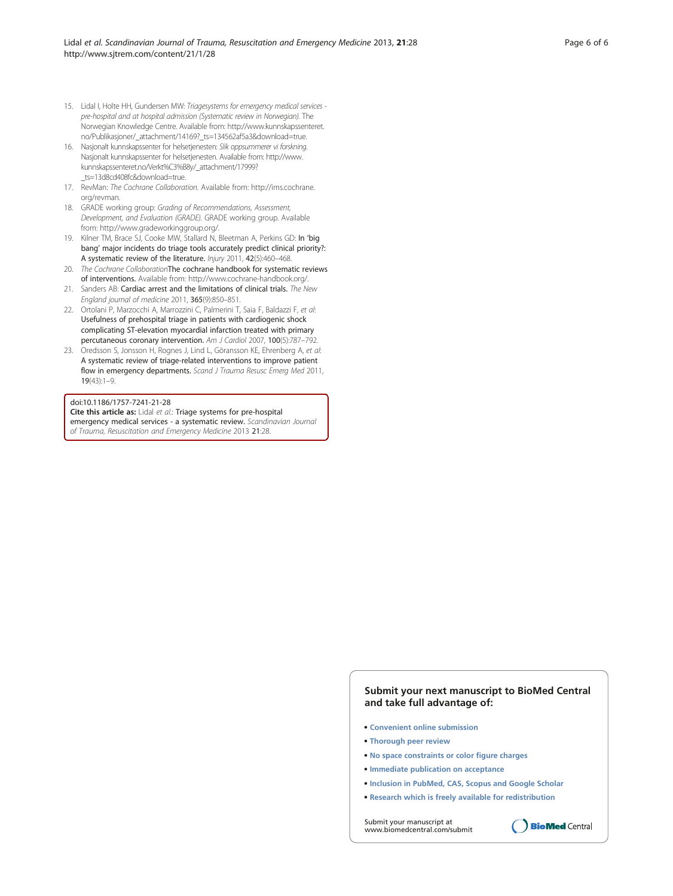15. Lidal I, Holte HH, Gundersen MW: *Triagesystems for emergency medical services - pre-hospital and at hospital admission (Systematic review in Norwegian).* The Norwegian Knowledge Centre. Available from: http://www.kunnskapssenteret.no/Publikasjoner/_attachment/14169?_ts=134562af5a3&download=true.
16. Nasjonalt kunnskapssenter for helsetjenesten: *Slik oppsummerer vi forskning.* Nasjonalt kunnskapssenter for helsetjenesten. Available from: http://www.kunnskapssenteret.no/Verkt%C3%B8y/_attachment/17999?_ts=13d8cd408fc&download=true.
17. RevMan: *The Cochrane Collaboration.* Available from: http://ims.cochrane.org/revman.
18. GRADE working group: *Grading of Recommendations, Assessment, Development, and Evaluation (GRADE).* GRADE working group. Available from: http://www.gradeworkinggroup.org/.
19. Kilner TM, Brace SJ, Cooke MW, Stallard N, Bleetman A, Perkins GD: In 'big bang' major incidents do triage tools accurately predict clinical priority?: A systematic review of the literature. *Injury* 2011, **42**(5):460–468.
20. *The Cochrane Collaboration*The cochrane handbook for systematic reviews of interventions. Available from: http://www.cochrane-handbook.org/.
21. Sanders AB: Cardiac arrest and the limitations of clinical trials. *The New England journal of medicine* 2011, **365**(9):850–851.
22. Ortolani P, Marzocchi A, Marrozzini C, Palmerini T, Saia F, Baldazzi F, *et al*: Usefulness of prehospital triage in patients with cardiogenic shock complicating ST-elevation myocardial infarction treated with primary percutaneous coronary intervention. *Am J Cardiol* 2007, **100**(5):787–792.
23. Oredsson S, Jonsson H, Rognes J, Lind L, Göransson KE, Ehrenberg A, *et al*: A systematic review of triage-related interventions to improve patient flow in emergency departments. *Scand J Trauma Resusc Emerg Med* 2011, **19**(43):1–9.

doi:10.1186/1757-7241-21-28
**Cite this article as:** Lidal *et al.*: Triage systems for pre-hospital emergency medical services - a systematic review. *Scandinavian Journal of Trauma, Resuscitation and Emergency Medicine* 2013 **21**:28.

**Submit your next manuscript to BioMed Central and take full advantage of:**

- **Convenient online submission**
- **Thorough peer review**
- **No space constraints or color figure charges**
- **Immediate publication on acceptance**
- **Inclusion in PubMed, CAS, Scopus and Google Scholar**
- **Research which is freely available for redistribution**

Submit your manuscript at
www.biomedcentral.com/submit

BioMed Central